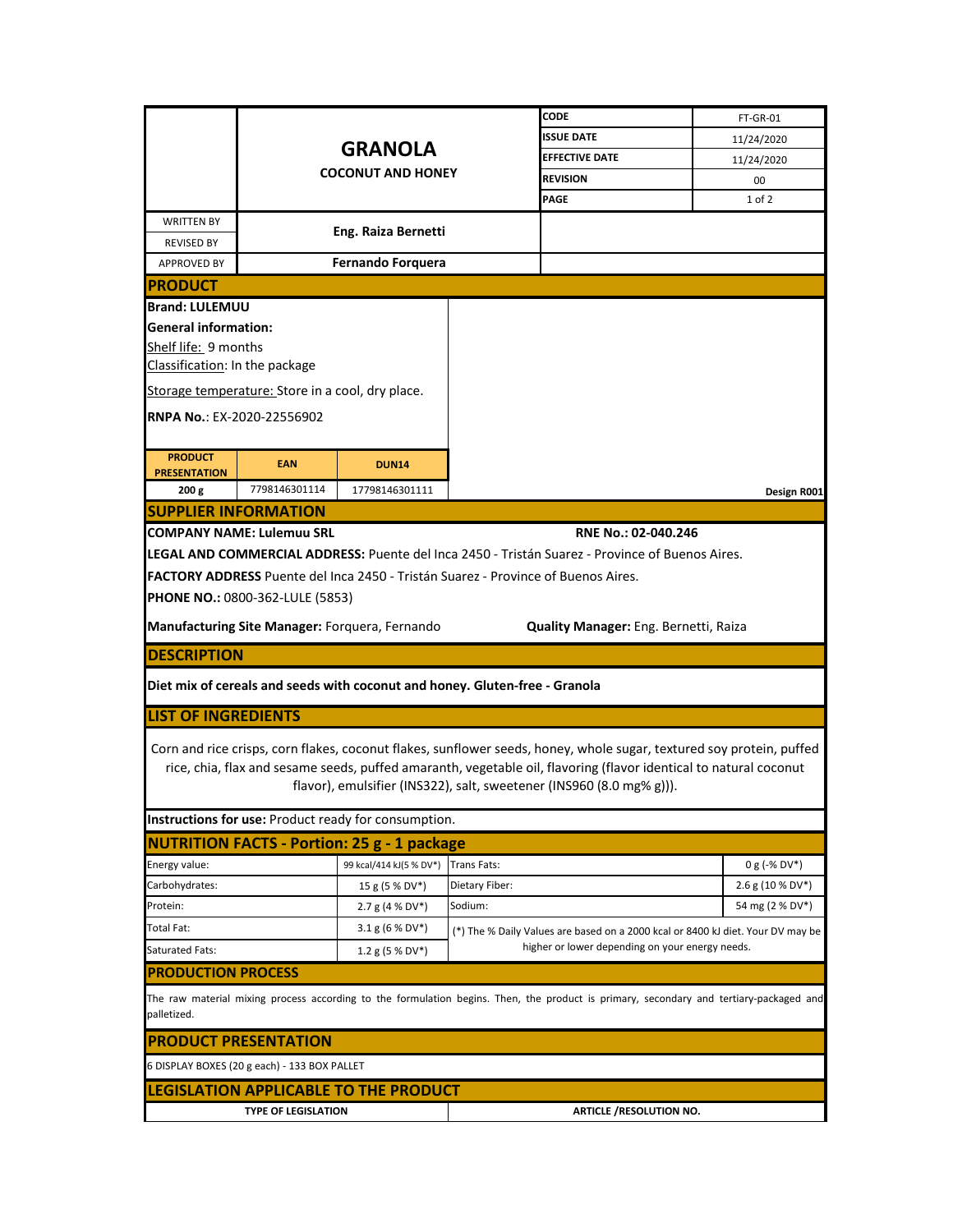| | GRANOLA<br>COCONUT AND HONEY | CODE | FT-GR-01 |
|---|---|---|---|
| | | ISSUE DATE | 11/24/2020 |
| | | EFFECTIVE DATE | 11/24/2020 |
| | | REVISION | 00 |
| | | PAGE | 1 of 2 |

| | | |
|---|---|---|
| WRITTEN BY | Eng. Raiza Bernetti | |
| REVISED BY | | |
| APPROVED BY | Fernando Forquera | |

## PRODUCT

**Brand: LULEMUU**

**General information:**

Shelf life: 9 months

Classification: In the package

Storage temperature: Store in a cool, dry place.

**RNPA No.**: EX-2020-22556902

| PRODUCT PRESENTATION | EAN | DUN14 |
|---|---|---|
| 200 g | 7798146301114 | 17798146301111 |

**Design R001**

## SUPPLIER INFORMATION

**COMPANY NAME: Lulemuu SRL** **RNE No.: 02-040.246**

**LEGAL AND COMMERCIAL ADDRESS:** Puente del Inca 2450 - Tristán Suarez - Province of Buenos Aires.

**FACTORY ADDRESS** Puente del Inca 2450 - Tristán Suarez - Province of Buenos Aires.

**PHONE NO.:** 0800-362-LULE (5853)

**Manufacturing Site Manager:** Forquera, Fernando **Quality Manager:** Eng. Bernetti, Raiza

## DESCRIPTION

**Diet mix of cereals and seeds with coconut and honey. Gluten-free - Granola**

## LIST OF INGREDIENTS

Corn and rice crisps, corn flakes, coconut flakes, sunflower seeds, honey, whole sugar, textured soy protein, puffed rice, chia, flax and sesame seeds, puffed amaranth, vegetable oil, flavoring (flavor identical to natural coconut flavor), emulsifier (INS322), salt, sweetener (INS960 (8.0 mg% g))).

**Instructions for use:** Product ready for consumption.

## NUTRITION FACTS - Portion: 25 g - 1 package

| | | | |
|---|---|---|---|
| Energy value: | 99 kcal/414 kJ(5 % DV*) | Trans Fats: | 0 g (-% DV*) |
| Carbohydrates: | 15 g (5 % DV*) | Dietary Fiber: | 2.6 g (10 % DV*) |
| Protein: | 2.7 g (4 % DV*) | Sodium: | 54 mg (2 % DV*) |
| Total Fat: | 3.1 g (6 % DV*) | (*) The % Daily Values are based on a 2000 kcal or 8400 kJ diet. Your DV may be higher or lower depending on your energy needs. | |
| Saturated Fats: | 1.2 g (5 % DV*) | | |

## PRODUCTION PROCESS

The raw material mixing process according to the formulation begins. Then, the product is primary, secondary and tertiary-packaged and palletized.

## PRODUCT PRESENTATION

6 DISPLAY BOXES (20 g each) - 133 BOX PALLET

## LEGISLATION APPLICABLE TO THE PRODUCT

| TYPE OF LEGISLATION | ARTICLE /RESOLUTION NO. |
|---|---|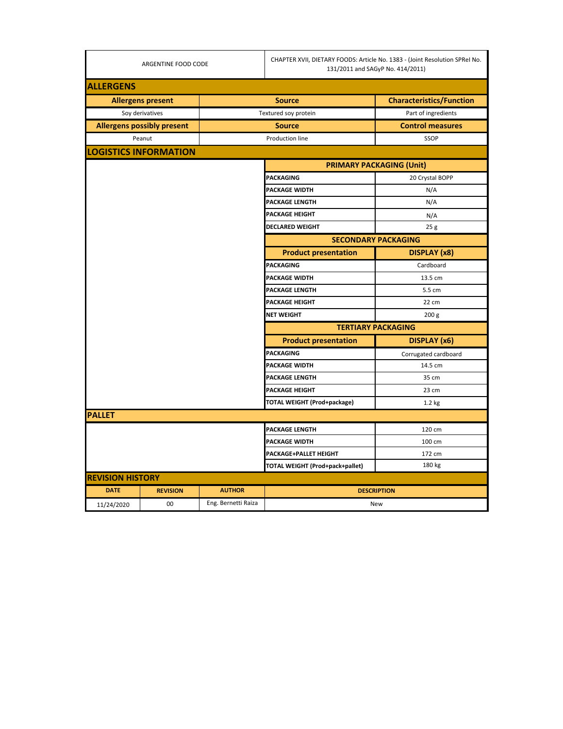| | |
|---|---|
| ARGENTINE FOOD CODE | CHAPTER XVII, DIETARY FOODS: Article No. 1383 - (Joint Resolution SPRel No. 131/2011 and SAGyP No. 414/2011) |

## ALLERGENS

| Allergens present | Source | Characteristics/Function |
|---|---|---|
| Soy derivatives | Textured soy protein | Part of ingredients |
| **Allergens possibly present** | **Source** | **Control measures** |
| Peanut | Production line | SSOP |

## LOGISTICS INFORMATION

| PRIMARY PACKAGING (Unit) | |
|---|---|
| PACKAGING | 20 Crystal BOPP |
| PACKAGE WIDTH | N/A |
| PACKAGE LENGTH | N/A |
| PACKAGE HEIGHT | N/A |
| DECLARED WEIGHT | 25 g |

| SECONDARY PACKAGING | |
|---|---|
| **Product presentation** | **DISPLAY (x8)** |
| PACKAGING | Cardboard |
| PACKAGE WIDTH | 13.5 cm |
| PACKAGE LENGTH | 5.5 cm |
| PACKAGE HEIGHT | 22 cm |
| NET WEIGHT | 200 g |

| TERTIARY PACKAGING | |
|---|---|
| **Product presentation** | **DISPLAY (x6)** |
| PACKAGING | Corrugated cardboard |
| PACKAGE WIDTH | 14.5 cm |
| PACKAGE LENGTH | 35 cm |
| PACKAGE HEIGHT | 23 cm |
| TOTAL WEIGHT (Prod+package) | 1.2 kg |

## PALLET

| | |
|---|---|
| PACKAGE LENGTH | 120 cm |
| PACKAGE WIDTH | 100 cm |
| PACKAGE+PALLET HEIGHT | 172 cm |
| TOTAL WEIGHT (Prod+pack+pallet) | 180 kg |

## REVISION HISTORY

| DATE | REVISION | AUTHOR | DESCRIPTION |
|---|---|---|---|
| 11/24/2020 | 00 | Eng. Bernetti Raiza | New |